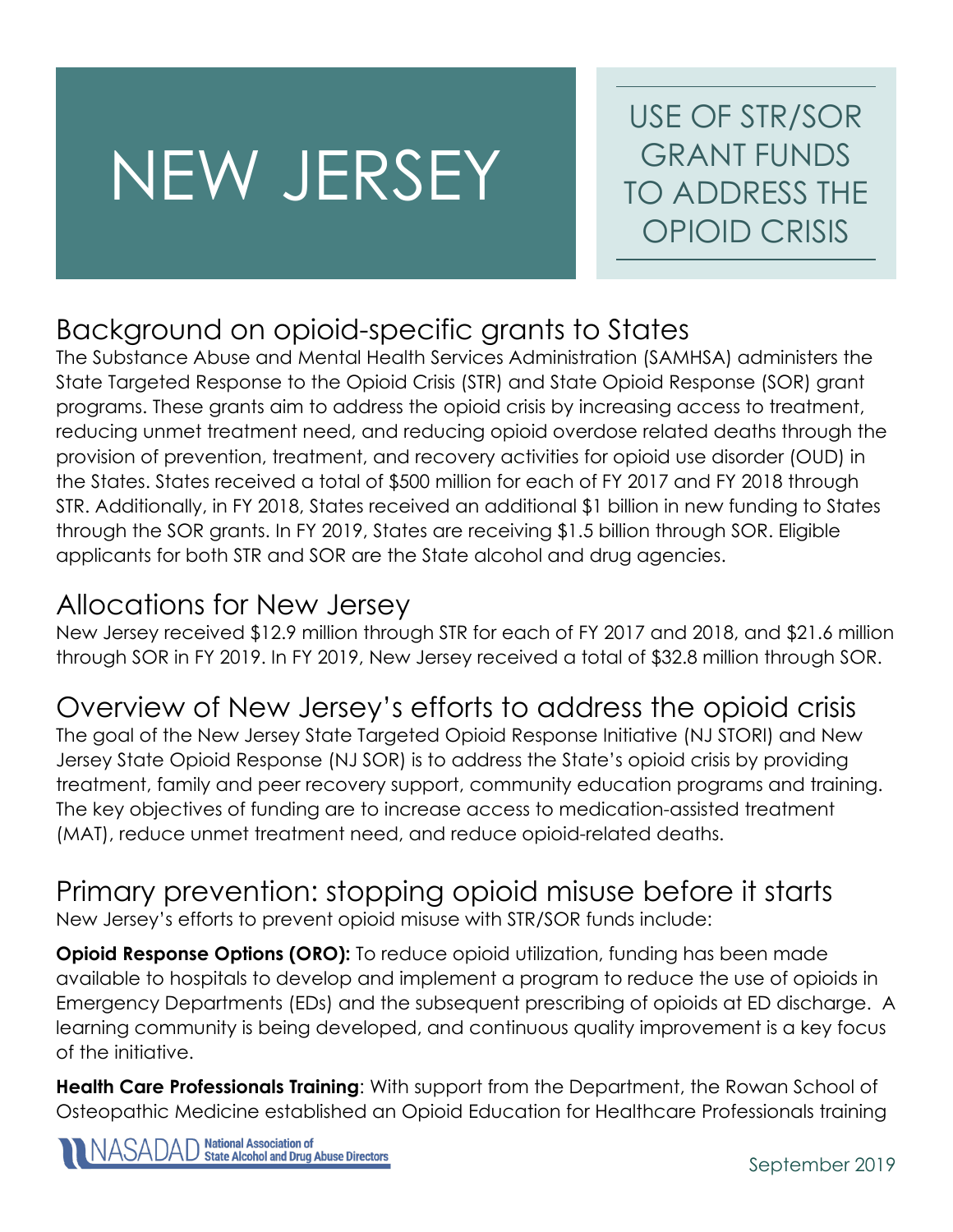# NEW JERSEY

## USE OF STR/SOR GRANT FUNDS TO ADDRESS THE OPIOID CRISIS

## Background on opioid-specific grants to States

The Substance Abuse and Mental Health Services Administration (SAMHSA) administers the State Targeted Response to the Opioid Crisis (STR) and State Opioid Response (SOR) grant programs. These grants aim to address the opioid crisis by increasing access to treatment, reducing unmet treatment need, and reducing opioid overdose related deaths through the provision of prevention, treatment, and recovery activities for opioid use disorder (OUD) in the States. States received a total of $500 million for each of FY 2017 and FY 2018 through STR. Additionally, in FY 2018, States received an additional $1 billion in new funding to States through the SOR grants. In FY 2019, States are receiving $1.5 billion through SOR. Eligible applicants for both STR and SOR are the State alcohol and drug agencies.

## Allocations for New Jersey

New Jersey received $12.9 million through STR for each of FY 2017 and 2018, and $21.6 million through SOR in FY 2019. In FY 2019, New Jersey received a total of $32.8 million through SOR.

## Overview of New Jersey's efforts to address the opioid crisis

The goal of the New Jersey State Targeted Opioid Response Initiative (NJ STORI) and New Jersey State Opioid Response (NJ SOR) is to address the State's opioid crisis by providing treatment, family and peer recovery support, community education programs and training. The key objectives of funding are to increase access to medication-assisted treatment (MAT), reduce unmet treatment need, and reduce opioid-related deaths.

## Primary prevention: stopping opioid misuse before it starts

New Jersey's efforts to prevent opioid misuse with STR/SOR funds include:

**Opioid Response Options (ORO):** To reduce opioid utilization, funding has been made available to hospitals to develop and implement a program to reduce the use of opioids in Emergency Departments (EDs) and the subsequent prescribing of opioids at ED discharge. A learning community is being developed, and continuous quality improvement is a key focus of the initiative.

**Health Care Professionals Training**: With support from the Department, the Rowan School of Osteopathic Medicine established an Opioid Education for Healthcare Professionals training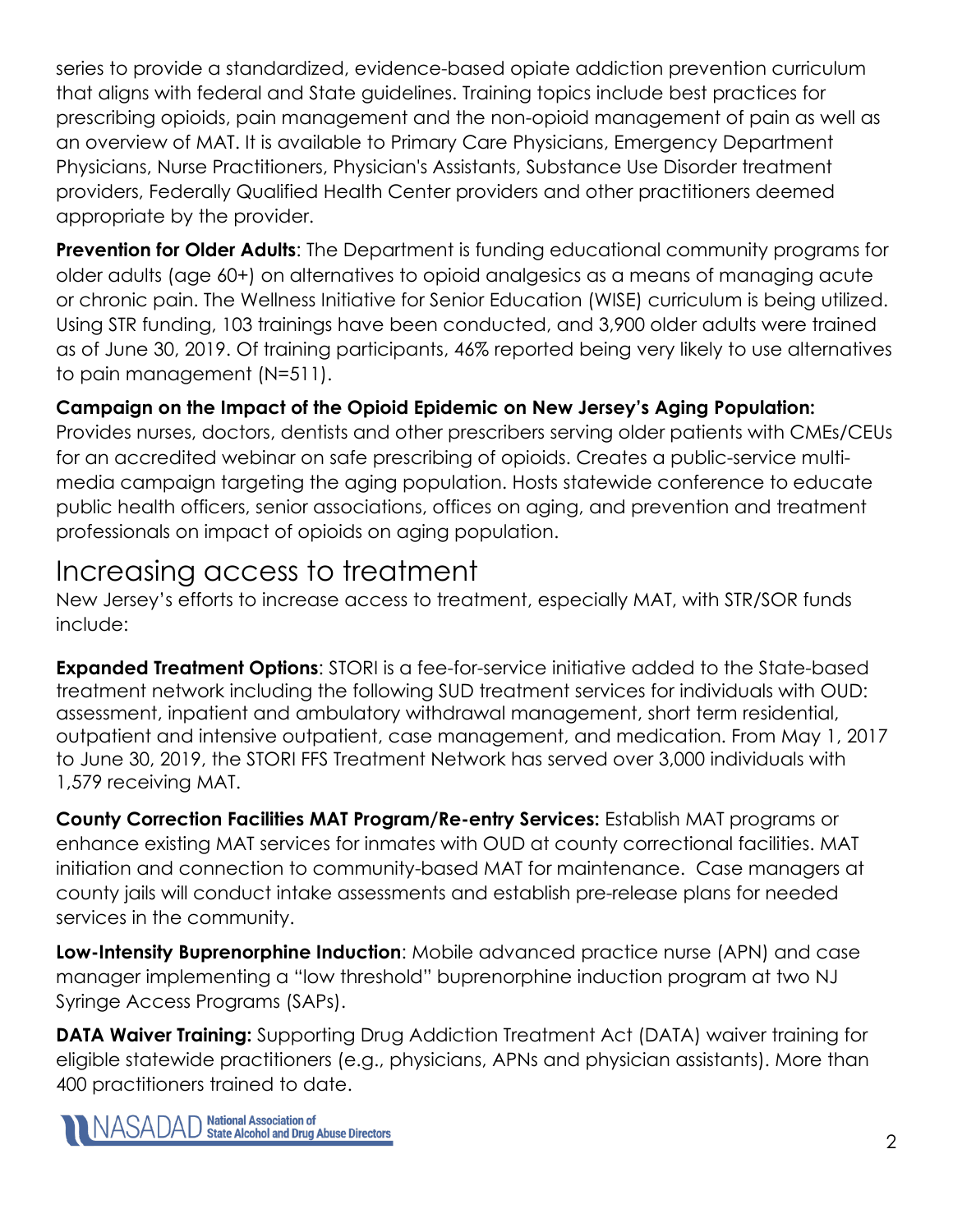series to provide a standardized, evidence-based opiate addiction prevention curriculum that aligns with federal and State guidelines. Training topics include best practices for prescribing opioids, pain management and the non-opioid management of pain as well as an overview of MAT. It is available to Primary Care Physicians, Emergency Department Physicians, Nurse Practitioners, Physician's Assistants, Substance Use Disorder treatment providers, Federally Qualified Health Center providers and other practitioners deemed appropriate by the provider.

**Prevention for Older Adults**: The Department is funding educational community programs for older adults (age 60+) on alternatives to opioid analgesics as a means of managing acute or chronic pain. The Wellness Initiative for Senior Education (WISE) curriculum is being utilized. Using STR funding, 103 trainings have been conducted, and 3,900 older adults were trained as of June 30, 2019. Of training participants, 46% reported being very likely to use alternatives to pain management (N=511).

**Campaign on the Impact of the Opioid Epidemic on New Jersey's Aging Population:** Provides nurses, doctors, dentists and other prescribers serving older patients with CMEs/CEUs for an accredited webinar on safe prescribing of opioids. Creates a public-service multi-media campaign targeting the aging population. Hosts statewide conference to educate public health officers, senior associations, offices on aging, and prevention and treatment professionals on impact of opioids on aging population.

# Increasing access to treatment

New Jersey's efforts to increase access to treatment, especially MAT, with STR/SOR funds include:

**Expanded Treatment Options**: STORI is a fee-for-service initiative added to the State-based treatment network including the following SUD treatment services for individuals with OUD: assessment, inpatient and ambulatory withdrawal management, short term residential, outpatient and intensive outpatient, case management, and medication. From May 1, 2017 to June 30, 2019, the STORI FFS Treatment Network has served over 3,000 individuals with 1,579 receiving MAT.

**County Correction Facilities MAT Program/Re-entry Services:** Establish MAT programs or enhance existing MAT services for inmates with OUD at county correctional facilities. MAT initiation and connection to community-based MAT for maintenance. Case managers at county jails will conduct intake assessments and establish pre-release plans for needed services in the community.

**Low-Intensity Buprenorphine Induction**: Mobile advanced practice nurse (APN) and case manager implementing a "low threshold" buprenorphine induction program at two NJ Syringe Access Programs (SAPs).

**DATA Waiver Training:** Supporting Drug Addiction Treatment Act (DATA) waiver training for eligible statewide practitioners (e.g., physicians, APNs and physician assistants). More than 400 practitioners trained to date.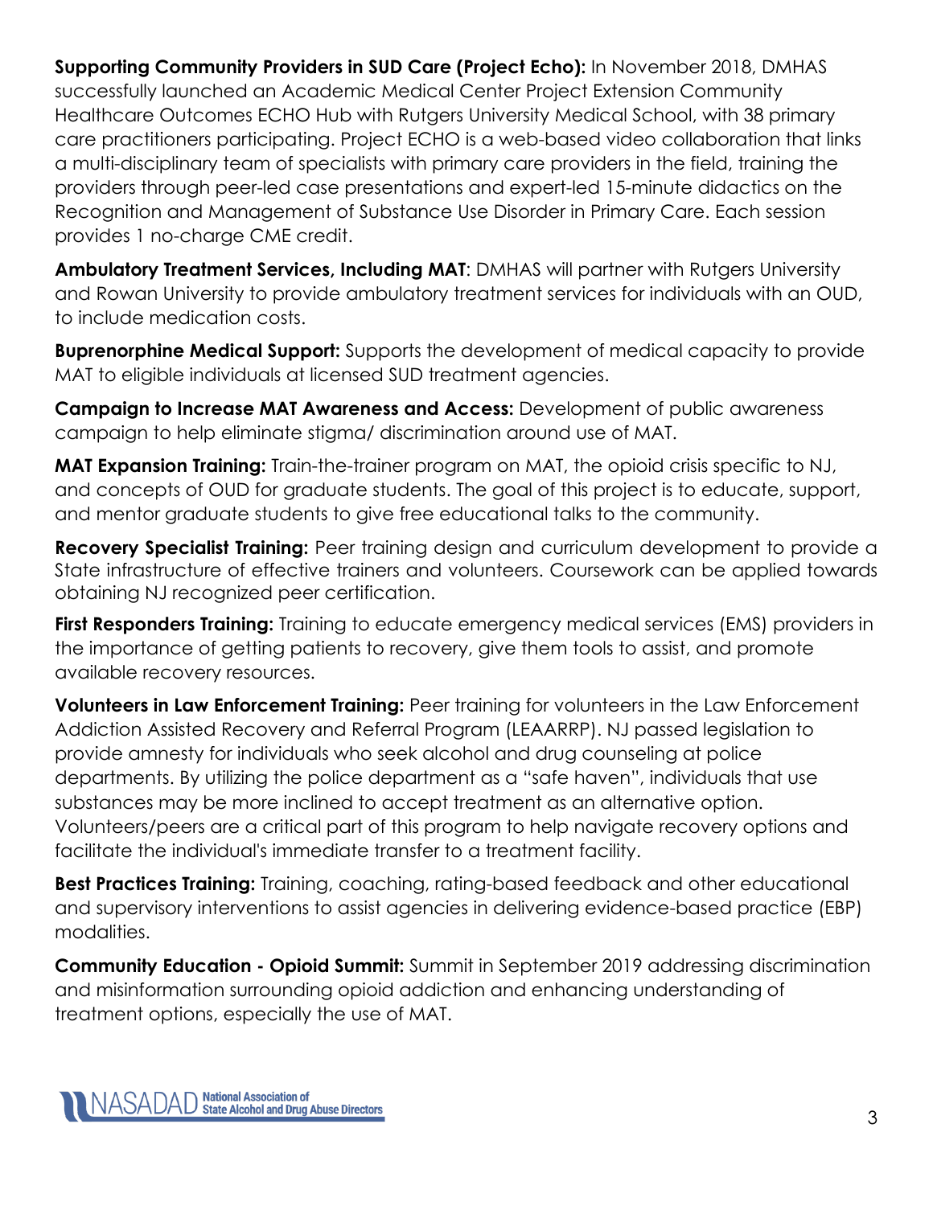**Supporting Community Providers in SUD Care (Project Echo):** In November 2018, DMHAS successfully launched an Academic Medical Center Project Extension Community Healthcare Outcomes ECHO Hub with Rutgers University Medical School, with 38 primary care practitioners participating. Project ECHO is a web-based video collaboration that links a multi-disciplinary team of specialists with primary care providers in the field, training the providers through peer-led case presentations and expert-led 15-minute didactics on the Recognition and Management of Substance Use Disorder in Primary Care. Each session provides 1 no-charge CME credit.

**Ambulatory Treatment Services, Including MAT**: DMHAS will partner with Rutgers University and Rowan University to provide ambulatory treatment services for individuals with an OUD, to include medication costs.

**Buprenorphine Medical Support:** Supports the development of medical capacity to provide MAT to eligible individuals at licensed SUD treatment agencies.

**Campaign to Increase MAT Awareness and Access:** Development of public awareness campaign to help eliminate stigma/ discrimination around use of MAT.

**MAT Expansion Training:** Train-the-trainer program on MAT, the opioid crisis specific to NJ, and concepts of OUD for graduate students. The goal of this project is to educate, support, and mentor graduate students to give free educational talks to the community.

**Recovery Specialist Training:** Peer training design and curriculum development to provide a State infrastructure of effective trainers and volunteers. Coursework can be applied towards obtaining NJ recognized peer certification.

**First Responders Training:** Training to educate emergency medical services (EMS) providers in the importance of getting patients to recovery, give them tools to assist, and promote available recovery resources.

**Volunteers in Law Enforcement Training:** Peer training for volunteers in the Law Enforcement Addiction Assisted Recovery and Referral Program (LEAARRP). NJ passed legislation to provide amnesty for individuals who seek alcohol and drug counseling at police departments. By utilizing the police department as a "safe haven", individuals that use substances may be more inclined to accept treatment as an alternative option. Volunteers/peers are a critical part of this program to help navigate recovery options and facilitate the individual's immediate transfer to a treatment facility.

**Best Practices Training:** Training, coaching, rating-based feedback and other educational and supervisory interventions to assist agencies in delivering evidence-based practice (EBP) modalities.

**Community Education - Opioid Summit:** Summit in September 2019 addressing discrimination and misinformation surrounding opioid addiction and enhancing understanding of treatment options, especially the use of MAT.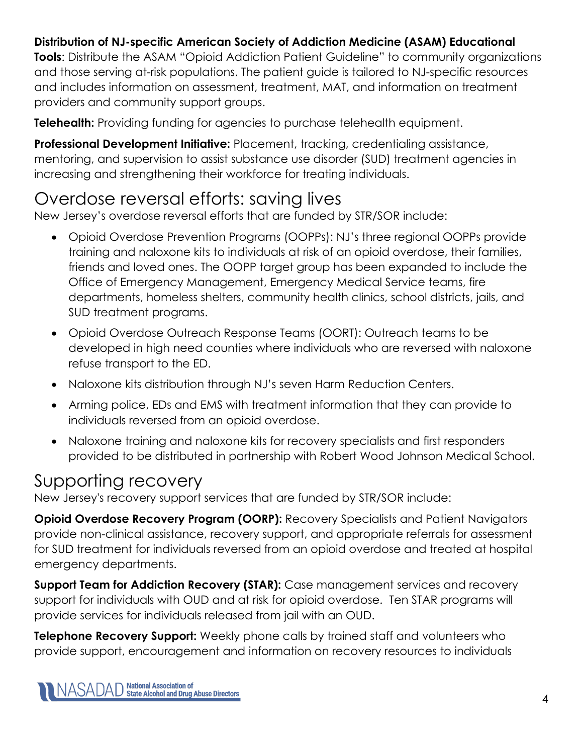**Distribution of NJ-specific American Society of Addiction Medicine (ASAM) Educational Tools**: Distribute the ASAM "Opioid Addiction Patient Guideline" to community organizations and those serving at-risk populations. The patient guide is tailored to NJ-specific resources and includes information on assessment, treatment, MAT, and information on treatment providers and community support groups.

**Telehealth:** Providing funding for agencies to purchase telehealth equipment.

**Professional Development Initiative:** Placement, tracking, credentialing assistance, mentoring, and supervision to assist substance use disorder (SUD) treatment agencies in increasing and strengthening their workforce for treating individuals.

## Overdose reversal efforts: saving lives

New Jersey's overdose reversal efforts that are funded by STR/SOR include:

- Opioid Overdose Prevention Programs (OOPPs): NJ's three regional OOPPs provide training and naloxone kits to individuals at risk of an opioid overdose, their families, friends and loved ones. The OOPP target group has been expanded to include the Office of Emergency Management, Emergency Medical Service teams, fire departments, homeless shelters, community health clinics, school districts, jails, and SUD treatment programs.
- Opioid Overdose Outreach Response Teams (OORT): Outreach teams to be developed in high need counties where individuals who are reversed with naloxone refuse transport to the ED.
- Naloxone kits distribution through NJ's seven Harm Reduction Centers.
- Arming police, EDs and EMS with treatment information that they can provide to individuals reversed from an opioid overdose.
- Naloxone training and naloxone kits for recovery specialists and first responders provided to be distributed in partnership with Robert Wood Johnson Medical School.

## Supporting recovery

New Jersey's recovery support services that are funded by STR/SOR include:

**Opioid Overdose Recovery Program (OORP):** Recovery Specialists and Patient Navigators provide non-clinical assistance, recovery support, and appropriate referrals for assessment for SUD treatment for individuals reversed from an opioid overdose and treated at hospital emergency departments.

**Support Team for Addiction Recovery (STAR):** Case management services and recovery support for individuals with OUD and at risk for opioid overdose. Ten STAR programs will provide services for individuals released from jail with an OUD.

**Telephone Recovery Support:** Weekly phone calls by trained staff and volunteers who provide support, encouragement and information on recovery resources to individuals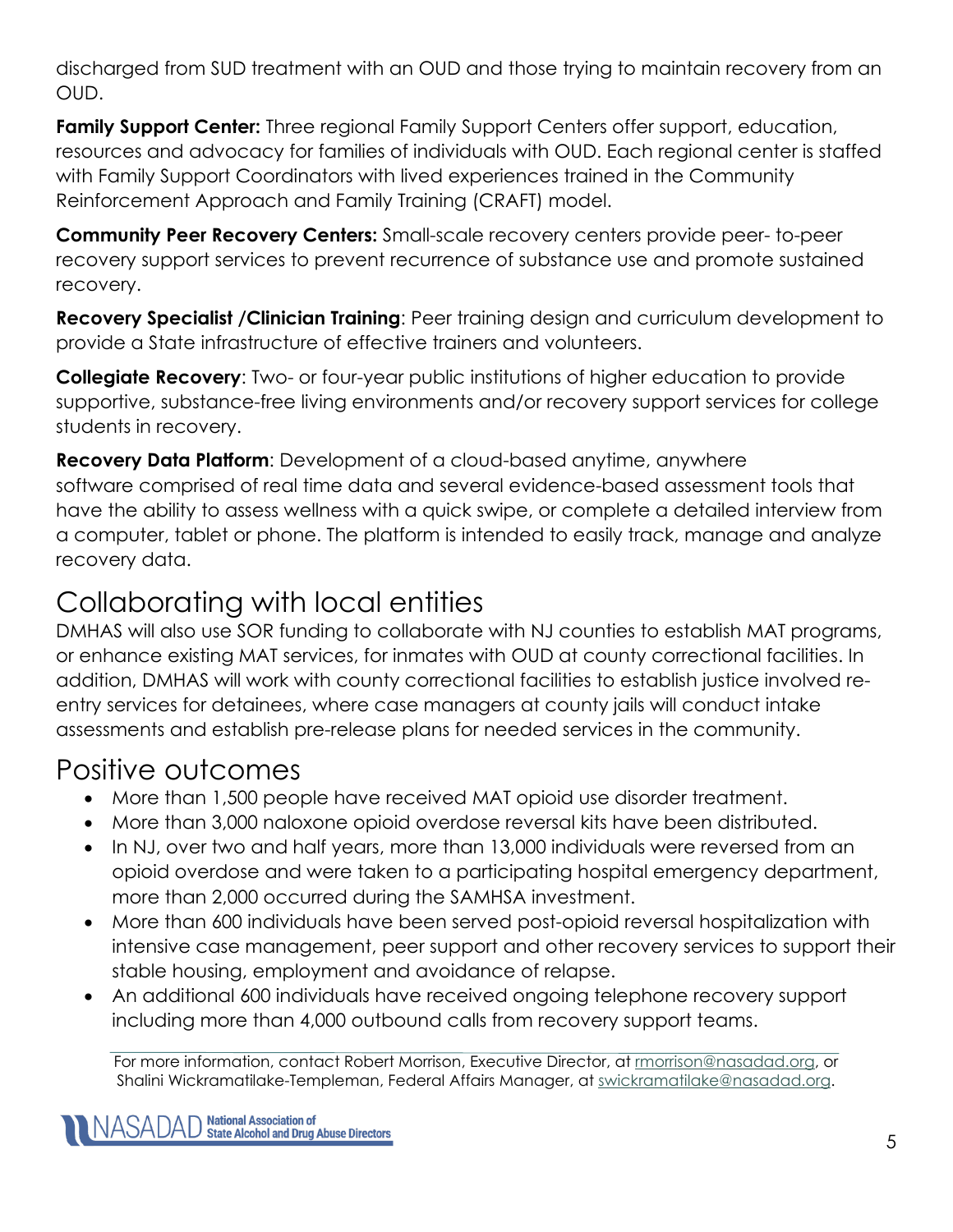discharged from SUD treatment with an OUD and those trying to maintain recovery from an OUD.

**Family Support Center:** Three regional Family Support Centers offer support, education, resources and advocacy for families of individuals with OUD. Each regional center is staffed with Family Support Coordinators with lived experiences trained in the Community Reinforcement Approach and Family Training (CRAFT) model.

**Community Peer Recovery Centers:** Small-scale recovery centers provide peer- to-peer recovery support services to prevent recurrence of substance use and promote sustained recovery.

**Recovery Specialist /Clinician Training**: Peer training design and curriculum development to provide a State infrastructure of effective trainers and volunteers.

**Collegiate Recovery**: Two- or four-year public institutions of higher education to provide supportive, substance-free living environments and/or recovery support services for college students in recovery.

**Recovery Data Platform**: Development of a cloud-based anytime, anywhere software comprised of real time data and several evidence-based assessment tools that have the ability to assess wellness with a quick swipe, or complete a detailed interview from a computer, tablet or phone. The platform is intended to easily track, manage and analyze recovery data.

## Collaborating with local entities

DMHAS will also use SOR funding to collaborate with NJ counties to establish MAT programs, or enhance existing MAT services, for inmates with OUD at county correctional facilities. In addition, DMHAS will work with county correctional facilities to establish justice involved re-entry services for detainees, where case managers at county jails will conduct intake assessments and establish pre-release plans for needed services in the community.

## Positive outcomes

- More than 1,500 people have received MAT opioid use disorder treatment.
- More than 3,000 naloxone opioid overdose reversal kits have been distributed.
- In NJ, over two and half years, more than 13,000 individuals were reversed from an opioid overdose and were taken to a participating hospital emergency department, more than 2,000 occurred during the SAMHSA investment.
- More than 600 individuals have been served post-opioid reversal hospitalization with intensive case management, peer support and other recovery services to support their stable housing, employment and avoidance of relapse.
- An additional 600 individuals have received ongoing telephone recovery support including more than 4,000 outbound calls from recovery support teams.

For more information, contact Robert Morrison, Executive Director, at rmorrison@nasadad.org, or Shalini Wickramatilake-Templeman, Federal Affairs Manager, at swickramatilake@nasadad.org.

NASADAD National Association of State Alcohol and Drug Abuse Directors